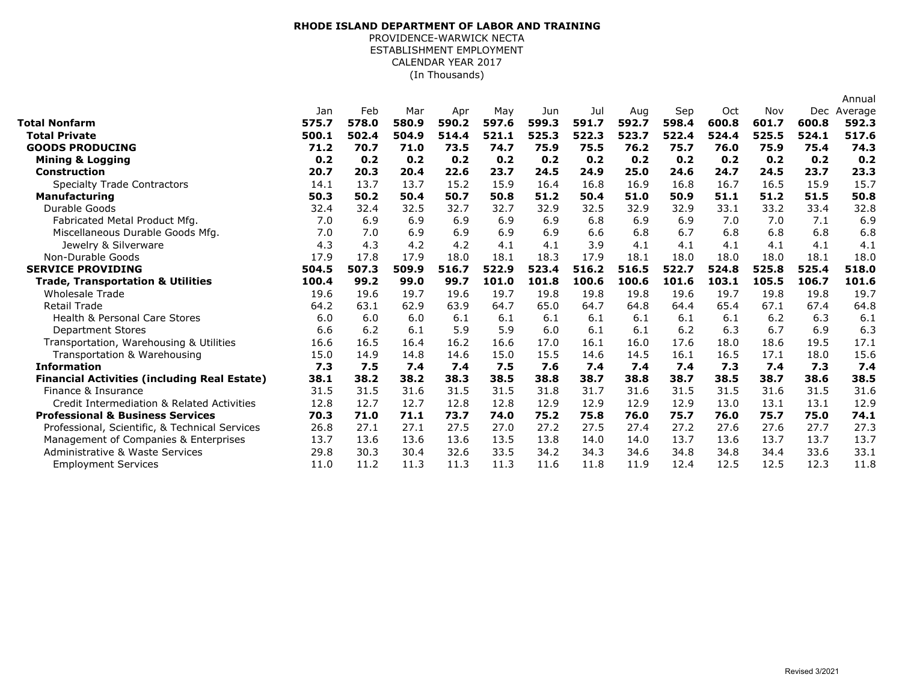**RHODE ISLAND DEPARTMENT OF LABOR AND TRAINING**
PROVIDENCE-WARWICK NECTA
ESTABLISHMENT EMPLOYMENT
CALENDAR YEAR 2017
(In Thousands)

| | Jan | Feb | Mar | Apr | May | Jun | Jul | Aug | Sep | Oct | Nov | Dec | Annual Average |
|---|---|---|---|---|---|---|---|---|---|---|---|---|---|
| **Total Nonfarm** | **575.7** | **578.0** | **580.9** | **590.2** | **597.6** | **599.3** | **591.7** | **592.7** | **598.4** | **600.8** | **601.7** | **600.8** | **592.3** |
| **Total Private** | **500.1** | **502.4** | **504.9** | **514.4** | **521.1** | **525.3** | **522.3** | **523.7** | **522.4** | **524.4** | **525.5** | **524.1** | **517.6** |
| **GOODS PRODUCING** | **71.2** | **70.7** | **71.0** | **73.5** | **74.7** | **75.9** | **75.5** | **76.2** | **75.7** | **76.0** | **75.9** | **75.4** | **74.3** |
| **Mining & Logging** | **0.2** | **0.2** | **0.2** | **0.2** | **0.2** | **0.2** | **0.2** | **0.2** | **0.2** | **0.2** | **0.2** | **0.2** | **0.2** |
| **Construction** | **20.7** | **20.3** | **20.4** | **22.6** | **23.7** | **24.5** | **24.9** | **25.0** | **24.6** | **24.7** | **24.5** | **23.7** | **23.3** |
| Specialty Trade Contractors | 14.1 | 13.7 | 13.7 | 15.2 | 15.9 | 16.4 | 16.8 | 16.9 | 16.8 | 16.7 | 16.5 | 15.9 | 15.7 |
| **Manufacturing** | **50.3** | **50.2** | **50.4** | **50.7** | **50.8** | **51.2** | **50.4** | **51.0** | **50.9** | **51.1** | **51.2** | **51.5** | **50.8** |
| Durable Goods | 32.4 | 32.4 | 32.5 | 32.7 | 32.7 | 32.9 | 32.5 | 32.9 | 32.9 | 33.1 | 33.2 | 33.4 | 32.8 |
| Fabricated Metal Product Mfg. | 7.0 | 6.9 | 6.9 | 6.9 | 6.9 | 6.9 | 6.8 | 6.9 | 6.9 | 7.0 | 7.0 | 7.1 | 6.9 |
| Miscellaneous Durable Goods Mfg. | 7.0 | 7.0 | 6.9 | 6.9 | 6.9 | 6.9 | 6.6 | 6.8 | 6.7 | 6.8 | 6.8 | 6.8 | 6.8 |
| Jewelry & Silverware | 4.3 | 4.3 | 4.2 | 4.2 | 4.1 | 4.1 | 3.9 | 4.1 | 4.1 | 4.1 | 4.1 | 4.1 | 4.1 |
| Non-Durable Goods | 17.9 | 17.8 | 17.9 | 18.0 | 18.1 | 18.3 | 17.9 | 18.1 | 18.0 | 18.0 | 18.0 | 18.1 | 18.0 |
| **SERVICE PROVIDING** | **504.5** | **507.3** | **509.9** | **516.7** | **522.9** | **523.4** | **516.2** | **516.5** | **522.7** | **524.8** | **525.8** | **525.4** | **518.0** |
| **Trade, Transportation & Utilities** | **100.4** | **99.2** | **99.0** | **99.7** | **101.0** | **101.8** | **100.6** | **100.6** | **101.6** | **103.1** | **105.5** | **106.7** | **101.6** |
| Wholesale Trade | 19.6 | 19.6 | 19.7 | 19.6 | 19.7 | 19.8 | 19.8 | 19.8 | 19.6 | 19.7 | 19.8 | 19.8 | 19.7 |
| Retail Trade | 64.2 | 63.1 | 62.9 | 63.9 | 64.7 | 65.0 | 64.7 | 64.8 | 64.4 | 65.4 | 67.1 | 67.4 | 64.8 |
| Health & Personal Care Stores | 6.0 | 6.0 | 6.0 | 6.1 | 6.1 | 6.1 | 6.1 | 6.1 | 6.1 | 6.1 | 6.2 | 6.3 | 6.1 |
| Department Stores | 6.6 | 6.2 | 6.1 | 5.9 | 5.9 | 6.0 | 6.1 | 6.1 | 6.2 | 6.3 | 6.7 | 6.9 | 6.3 |
| Transportation, Warehousing & Utilities | 16.6 | 16.5 | 16.4 | 16.2 | 16.6 | 17.0 | 16.1 | 16.0 | 17.6 | 18.0 | 18.6 | 19.5 | 17.1 |
| Transportation & Warehousing | 15.0 | 14.9 | 14.8 | 14.6 | 15.0 | 15.5 | 14.6 | 14.5 | 16.1 | 16.5 | 17.1 | 18.0 | 15.6 |
| **Information** | **7.3** | **7.5** | **7.4** | **7.4** | **7.5** | **7.6** | **7.4** | **7.4** | **7.4** | **7.3** | **7.4** | **7.3** | **7.4** |
| **Financial Activities (including Real Estate)** | **38.1** | **38.2** | **38.2** | **38.3** | **38.5** | **38.8** | **38.7** | **38.8** | **38.7** | **38.5** | **38.7** | **38.6** | **38.5** |
| Finance & Insurance | 31.5 | 31.5 | 31.6 | 31.5 | 31.5 | 31.8 | 31.7 | 31.6 | 31.5 | 31.5 | 31.6 | 31.5 | 31.6 |
| Credit Intermediation & Related Activities | 12.8 | 12.7 | 12.7 | 12.8 | 12.8 | 12.9 | 12.9 | 12.9 | 12.9 | 13.0 | 13.1 | 13.1 | 12.9 |
| **Professional & Business Services** | **70.3** | **71.0** | **71.1** | **73.7** | **74.0** | **75.2** | **75.8** | **76.0** | **75.7** | **76.0** | **75.7** | **75.0** | **74.1** |
| Professional, Scientific, & Technical Services | 26.8 | 27.1 | 27.1 | 27.5 | 27.0 | 27.2 | 27.5 | 27.4 | 27.2 | 27.6 | 27.6 | 27.7 | 27.3 |
| Management of Companies & Enterprises | 13.7 | 13.6 | 13.6 | 13.6 | 13.5 | 13.8 | 14.0 | 14.0 | 13.7 | 13.6 | 13.7 | 13.7 | 13.7 |
| Administrative & Waste Services | 29.8 | 30.3 | 30.4 | 32.6 | 33.5 | 34.2 | 34.3 | 34.6 | 34.8 | 34.8 | 34.4 | 33.6 | 33.1 |
| Employment Services | 11.0 | 11.2 | 11.3 | 11.3 | 11.3 | 11.6 | 11.8 | 11.9 | 12.4 | 12.5 | 12.5 | 12.3 | 11.8 |

Revised 3/2021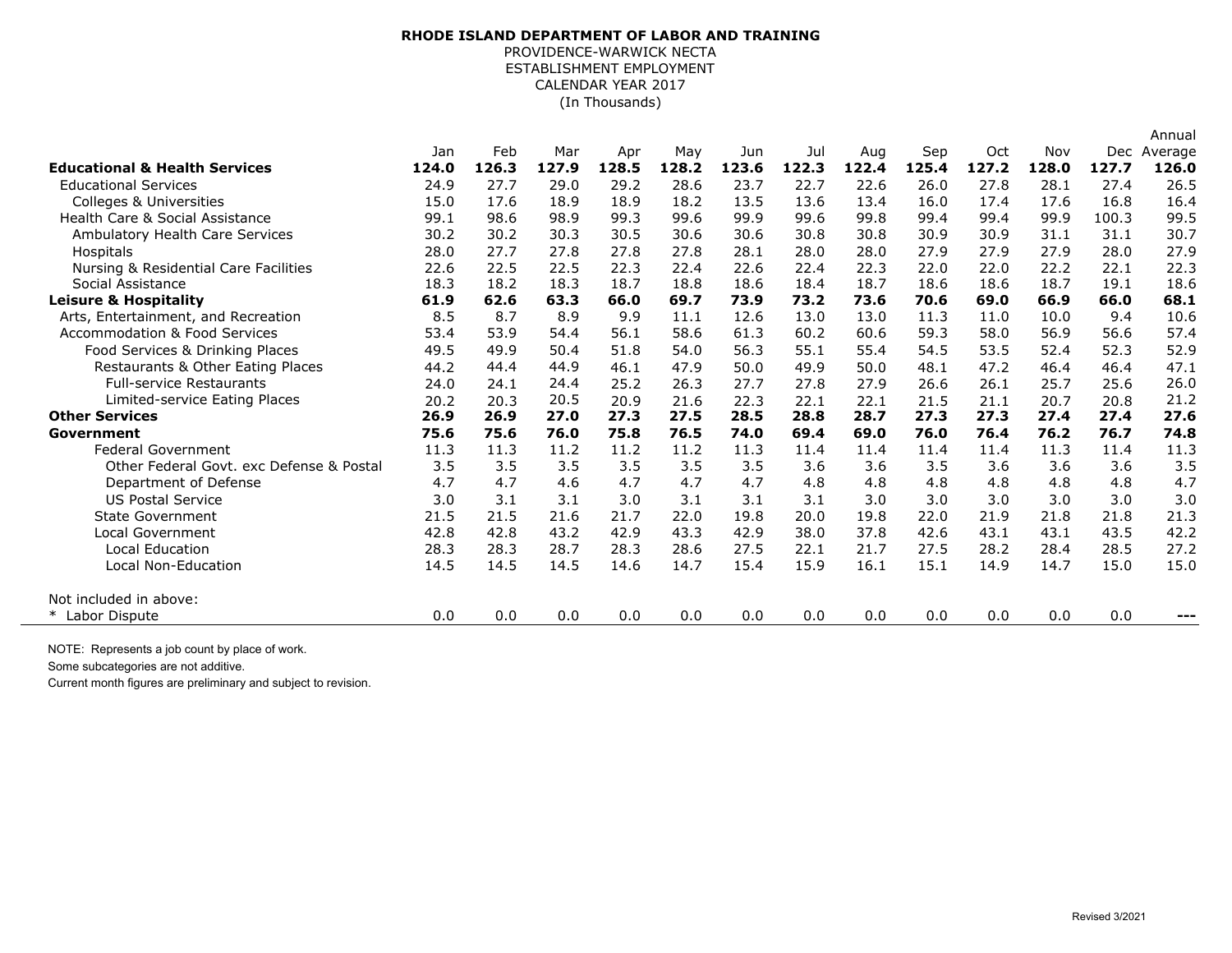**RHODE ISLAND DEPARTMENT OF LABOR AND TRAINING**
PROVIDENCE-WARWICK NECTA
ESTABLISHMENT EMPLOYMENT
CALENDAR YEAR 2017
(In Thousands)

| | Jan | Feb | Mar | Apr | May | Jun | Jul | Aug | Sep | Oct | Nov | Dec | Annual Average |
|---|---|---|---|---|---|---|---|---|---|---|---|---|---|
| **Educational & Health Services** | **124.0** | **126.3** | **127.9** | **128.5** | **128.2** | **123.6** | **122.3** | **122.4** | **125.4** | **127.2** | **128.0** | **127.7** | **126.0** |
| Educational Services | 24.9 | 27.7 | 29.0 | 29.2 | 28.6 | 23.7 | 22.7 | 22.6 | 26.0 | 27.8 | 28.1 | 27.4 | 26.5 |
| Colleges & Universities | 15.0 | 17.6 | 18.9 | 18.9 | 18.2 | 13.5 | 13.6 | 13.4 | 16.0 | 17.4 | 17.6 | 16.8 | 16.4 |
| Health Care & Social Assistance | 99.1 | 98.6 | 98.9 | 99.3 | 99.6 | 99.9 | 99.6 | 99.8 | 99.4 | 99.4 | 99.9 | 100.3 | 99.5 |
| Ambulatory Health Care Services | 30.2 | 30.2 | 30.3 | 30.5 | 30.6 | 30.6 | 30.8 | 30.8 | 30.9 | 30.9 | 31.1 | 31.1 | 30.7 |
| Hospitals | 28.0 | 27.7 | 27.8 | 27.8 | 27.8 | 28.1 | 28.0 | 28.0 | 27.9 | 27.9 | 27.9 | 28.0 | 27.9 |
| Nursing & Residential Care Facilities | 22.6 | 22.5 | 22.5 | 22.3 | 22.4 | 22.6 | 22.4 | 22.3 | 22.0 | 22.0 | 22.2 | 22.1 | 22.3 |
| Social Assistance | 18.3 | 18.2 | 18.3 | 18.7 | 18.8 | 18.6 | 18.4 | 18.7 | 18.6 | 18.6 | 18.7 | 19.1 | 18.6 |
| **Leisure & Hospitality** | **61.9** | **62.6** | **63.3** | **66.0** | **69.7** | **73.9** | **73.2** | **73.6** | **70.6** | **69.0** | **66.9** | **66.0** | **68.1** |
| Arts, Entertainment, and Recreation | 8.5 | 8.7 | 8.9 | 9.9 | 11.1 | 12.6 | 13.0 | 13.0 | 11.3 | 11.0 | 10.0 | 9.4 | 10.6 |
| Accommodation & Food Services | 53.4 | 53.9 | 54.4 | 56.1 | 58.6 | 61.3 | 60.2 | 60.6 | 59.3 | 58.0 | 56.9 | 56.6 | 57.4 |
| Food Services & Drinking Places | 49.5 | 49.9 | 50.4 | 51.8 | 54.0 | 56.3 | 55.1 | 55.4 | 54.5 | 53.5 | 52.4 | 52.3 | 52.9 |
| Restaurants & Other Eating Places | 44.2 | 44.4 | 44.9 | 46.1 | 47.9 | 50.0 | 49.9 | 50.0 | 48.1 | 47.2 | 46.4 | 46.4 | 47.1 |
| Full-service Restaurants | 24.0 | 24.1 | 24.4 | 25.2 | 26.3 | 27.7 | 27.8 | 27.9 | 26.6 | 26.1 | 25.7 | 25.6 | 26.0 |
| Limited-service Eating Places | 20.2 | 20.3 | 20.5 | 20.9 | 21.6 | 22.3 | 22.1 | 22.1 | 21.5 | 21.1 | 20.7 | 20.8 | 21.2 |
| **Other Services** | **26.9** | **26.9** | **27.0** | **27.3** | **27.5** | **28.5** | **28.8** | **28.7** | **27.3** | **27.3** | **27.4** | **27.4** | **27.6** |
| **Government** | **75.6** | **75.6** | **76.0** | **75.8** | **76.5** | **74.0** | **69.4** | **69.0** | **76.0** | **76.4** | **76.2** | **76.7** | **74.8** |
| Federal Government | 11.3 | 11.3 | 11.2 | 11.2 | 11.2 | 11.3 | 11.4 | 11.4 | 11.4 | 11.4 | 11.3 | 11.4 | 11.3 |
| Other Federal Govt. exc Defense & Postal | 3.5 | 3.5 | 3.5 | 3.5 | 3.5 | 3.5 | 3.6 | 3.6 | 3.5 | 3.6 | 3.6 | 3.6 | 3.5 |
| Department of Defense | 4.7 | 4.7 | 4.6 | 4.7 | 4.7 | 4.7 | 4.8 | 4.8 | 4.8 | 4.8 | 4.8 | 4.8 | 4.7 |
| US Postal Service | 3.0 | 3.1 | 3.1 | 3.0 | 3.1 | 3.1 | 3.1 | 3.0 | 3.0 | 3.0 | 3.0 | 3.0 | 3.0 |
| State Government | 21.5 | 21.5 | 21.6 | 21.7 | 22.0 | 19.8 | 20.0 | 19.8 | 22.0 | 21.9 | 21.8 | 21.8 | 21.3 |
| Local Government | 42.8 | 42.8 | 43.2 | 42.9 | 43.3 | 42.9 | 38.0 | 37.8 | 42.6 | 43.1 | 43.1 | 43.5 | 42.2 |
| Local Education | 28.3 | 28.3 | 28.7 | 28.3 | 28.6 | 27.5 | 22.1 | 21.7 | 27.5 | 28.2 | 28.4 | 28.5 | 27.2 |
| Local Non-Education | 14.5 | 14.5 | 14.5 | 14.6 | 14.7 | 15.4 | 15.9 | 16.1 | 15.1 | 14.9 | 14.7 | 15.0 | 15.0 |
| Not included in above: | | | | | | | | | | | | | |
| * Labor Dispute | 0.0 | 0.0 | 0.0 | 0.0 | 0.0 | 0.0 | 0.0 | 0.0 | 0.0 | 0.0 | 0.0 | 0.0 | --- |

NOTE: Represents a job count by place of work.

Some subcategories are not additive.

Current month figures are preliminary and subject to revision.

Revised 3/2021